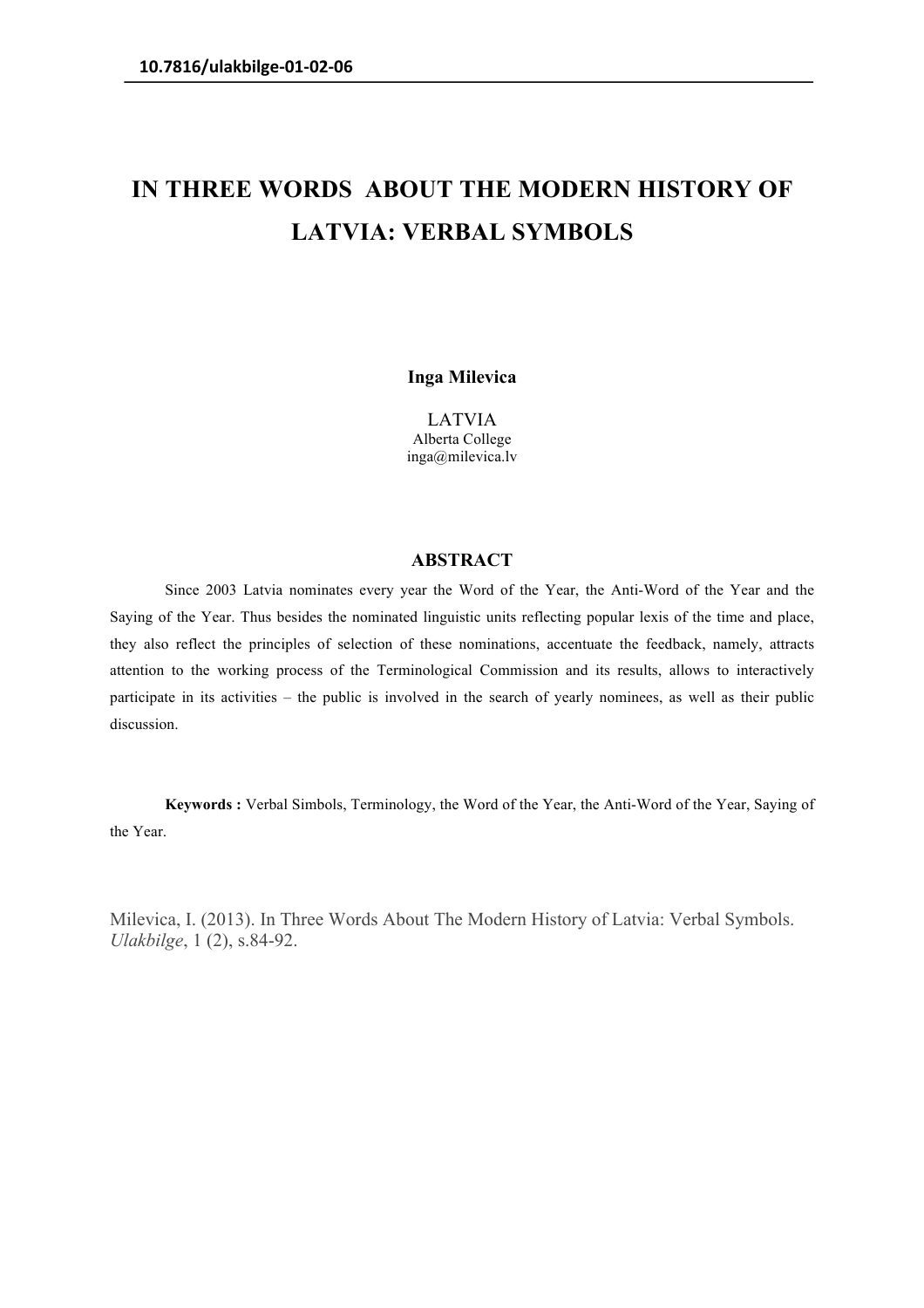10.7816/ulakbilge-01-02-06

# IN THREE WORDS ABOUT THE MODERN HISTORY OF LATVIA: VERBAL SYMBOLS

**Inga Milevica**

LATVIA
Alberta College
inga@milevica.lv

## ABSTRACT

Since 2003 Latvia nominates every year the Word of the Year, the Anti-Word of the Year and the Saying of the Year. Thus besides the nominated linguistic units reflecting popular lexis of the time and place, they also reflect the principles of selection of these nominations, accentuate the feedback, namely, attracts attention to the working process of the Terminological Commission and its results, allows to interactively participate in its activities – the public is involved in the search of yearly nominees, as well as their public discussion.

**Keywords :** Verbal Simbols, Terminology, the Word of the Year, the Anti-Word of the Year, Saying of the Year.

Milevica, I. (2013). In Three Words About The Modern History of Latvia: Verbal Symbols. *Ulakbilge*, 1 (2), s.84-92.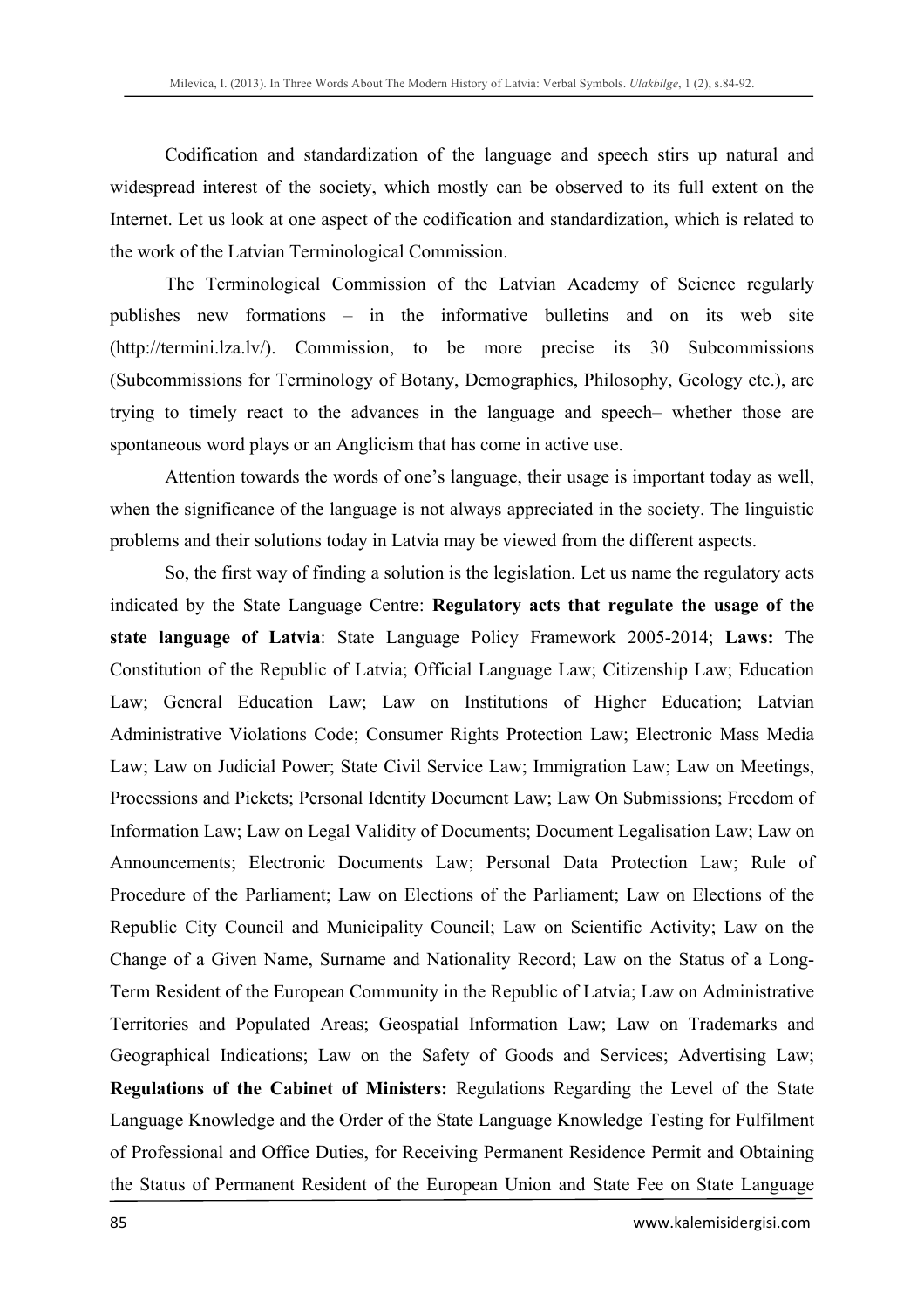Codification and standardization of the language and speech stirs up natural and widespread interest of the society, which mostly can be observed to its full extent on the Internet. Let us look at one aspect of the codification and standardization, which is related to the work of the Latvian Terminological Commission.

The Terminological Commission of the Latvian Academy of Science regularly publishes new formations – in the informative bulletins and on its web site (http://termini.lza.lv/). Commission, to be more precise its 30 Subcommissions (Subcommissions for Terminology of Botany, Demographics, Philosophy, Geology etc.), are trying to timely react to the advances in the language and speech– whether those are spontaneous word plays or an Anglicism that has come in active use.

Attention towards the words of one's language, their usage is important today as well, when the significance of the language is not always appreciated in the society. The linguistic problems and their solutions today in Latvia may be viewed from the different aspects.

So, the first way of finding a solution is the legislation. Let us name the regulatory acts indicated by the State Language Centre: **Regulatory acts that regulate the usage of the state language of Latvia**: State Language Policy Framework 2005-2014; **Laws:** The Constitution of the Republic of Latvia; Official Language Law; Citizenship Law; Education Law; General Education Law; Law on Institutions of Higher Education; Latvian Administrative Violations Code; Consumer Rights Protection Law; Electronic Mass Media Law; Law on Judicial Power; State Civil Service Law; Immigration Law; Law on Meetings, Processions and Pickets; Personal Identity Document Law; Law On Submissions; Freedom of Information Law; Law on Legal Validity of Documents; Document Legalisation Law; Law on Announcements; Electronic Documents Law; Personal Data Protection Law; Rule of Procedure of the Parliament; Law on Elections of the Parliament; Law on Elections of the Republic City Council and Municipality Council; Law on Scientific Activity; Law on the Change of a Given Name, Surname and Nationality Record; Law on the Status of a Long-Term Resident of the European Community in the Republic of Latvia; Law on Administrative Territories and Populated Areas; Geospatial Information Law; Law on Trademarks and Geographical Indications; Law on the Safety of Goods and Services; Advertising Law; **Regulations of the Cabinet of Ministers:** Regulations Regarding the Level of the State Language Knowledge and the Order of the State Language Knowledge Testing for Fulfilment of Professional and Office Duties, for Receiving Permanent Residence Permit and Obtaining the Status of Permanent Resident of the European Union and State Fee on State Language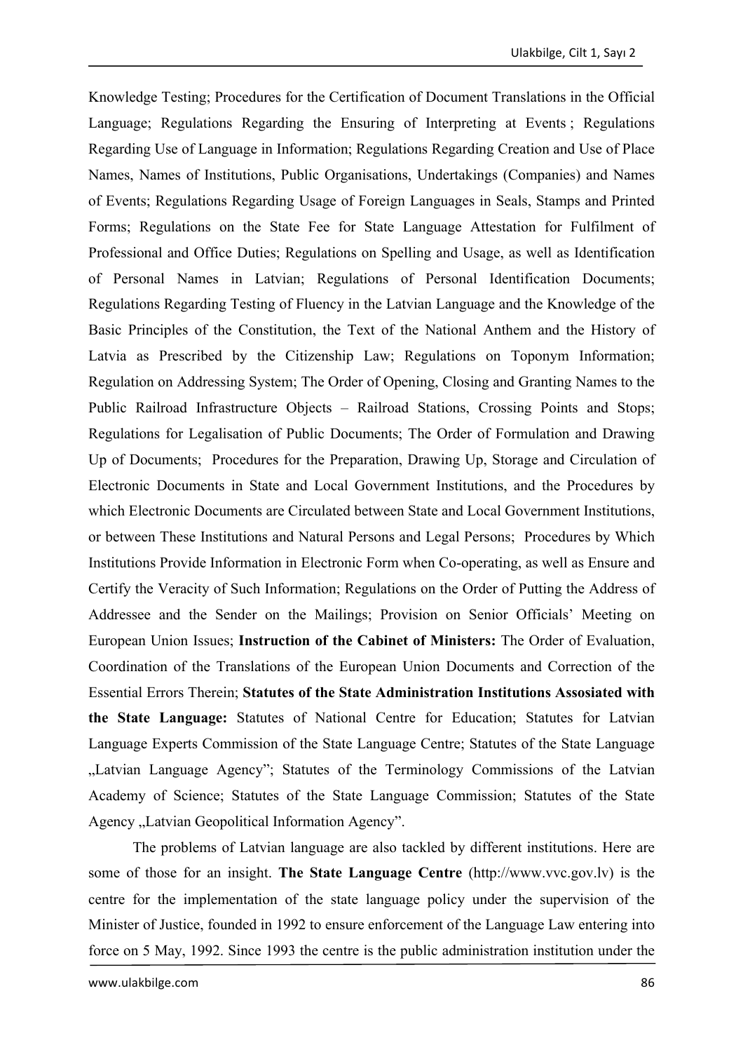Knowledge Testing; Procedures for the Certification of Document Translations in the Official Language; Regulations Regarding the Ensuring of Interpreting at Events ; Regulations Regarding Use of Language in Information; Regulations Regarding Creation and Use of Place Names, Names of Institutions, Public Organisations, Undertakings (Companies) and Names of Events; Regulations Regarding Usage of Foreign Languages in Seals, Stamps and Printed Forms; Regulations on the State Fee for State Language Attestation for Fulfilment of Professional and Office Duties; Regulations on Spelling and Usage, as well as Identification of Personal Names in Latvian; Regulations of Personal Identification Documents; Regulations Regarding Testing of Fluency in the Latvian Language and the Knowledge of the Basic Principles of the Constitution, the Text of the National Anthem and the History of Latvia as Prescribed by the Citizenship Law; Regulations on Toponym Information; Regulation on Addressing System; The Order of Opening, Closing and Granting Names to the Public Railroad Infrastructure Objects – Railroad Stations, Crossing Points and Stops; Regulations for Legalisation of Public Documents; The Order of Formulation and Drawing Up of Documents; Procedures for the Preparation, Drawing Up, Storage and Circulation of Electronic Documents in State and Local Government Institutions, and the Procedures by which Electronic Documents are Circulated between State and Local Government Institutions, or between These Institutions and Natural Persons and Legal Persons; Procedures by Which Institutions Provide Information in Electronic Form when Co-operating, as well as Ensure and Certify the Veracity of Such Information; Regulations on the Order of Putting the Address of Addressee and the Sender on the Mailings; Provision on Senior Officials' Meeting on European Union Issues; **Instruction of the Cabinet of Ministers:** The Order of Evaluation, Coordination of the Translations of the European Union Documents and Correction of the Essential Errors Therein; **Statutes of the State Administration Institutions Assosiated with the State Language:** Statutes of National Centre for Education; Statutes for Latvian Language Experts Commission of the State Language Centre; Statutes of the State Language „Latvian Language Agency"; Statutes of the Terminology Commissions of the Latvian Academy of Science; Statutes of the State Language Commission; Statutes of the State Agency „Latvian Geopolitical Information Agency".

The problems of Latvian language are also tackled by different institutions. Here are some of those for an insight. **The State Language Centre** (http://www.vvc.gov.lv) is the centre for the implementation of the state language policy under the supervision of the Minister of Justice, founded in 1992 to ensure enforcement of the Language Law entering into force on 5 May, 1992. Since 1993 the centre is the public administration institution under the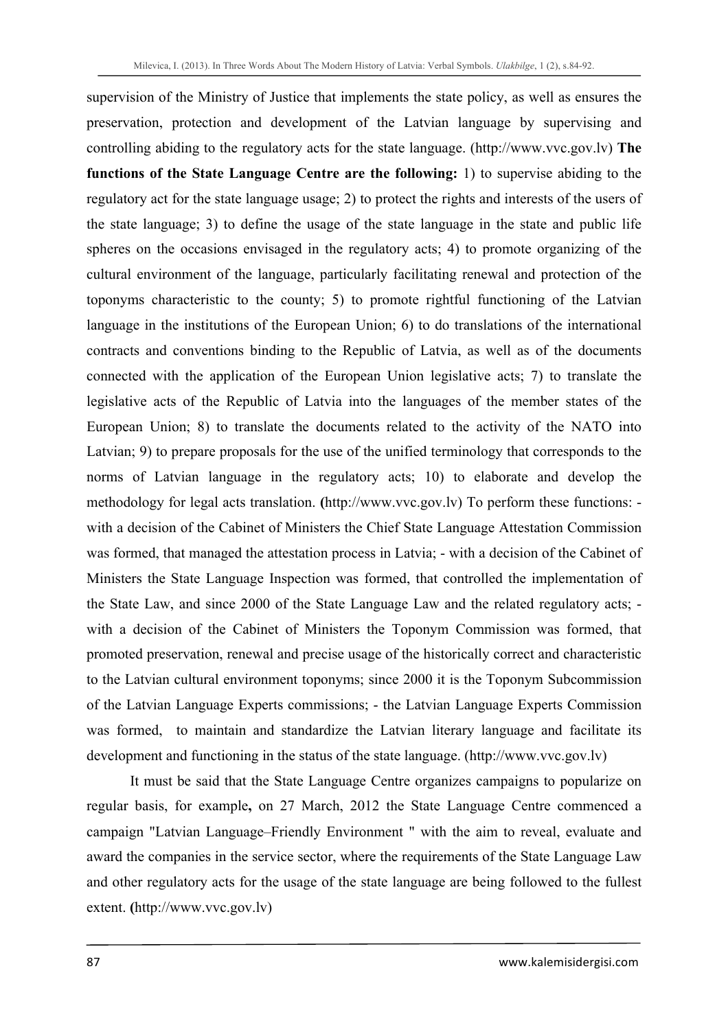supervision of the Ministry of Justice that implements the state policy, as well as ensures the preservation, protection and development of the Latvian language by supervising and controlling abiding to the regulatory acts for the state language. (http://www.vvc.gov.lv) **The functions of the State Language Centre are the following:** 1) to supervise abiding to the regulatory act for the state language usage; 2) to protect the rights and interests of the users of the state language; 3) to define the usage of the state language in the state and public life spheres on the occasions envisaged in the regulatory acts; 4) to promote organizing of the cultural environment of the language, particularly facilitating renewal and protection of the toponyms characteristic to the county; 5) to promote rightful functioning of the Latvian language in the institutions of the European Union; 6) to do translations of the international contracts and conventions binding to the Republic of Latvia, as well as of the documents connected with the application of the European Union legislative acts; 7) to translate the legislative acts of the Republic of Latvia into the languages of the member states of the European Union; 8) to translate the documents related to the activity of the NATO into Latvian; 9) to prepare proposals for the use of the unified terminology that corresponds to the norms of Latvian language in the regulatory acts; 10) to elaborate and develop the methodology for legal acts translation. **(**http://www.vvc.gov.lv) To perform these functions: - with a decision of the Cabinet of Ministers the Chief State Language Attestation Commission was formed, that managed the attestation process in Latvia; - with a decision of the Cabinet of Ministers the State Language Inspection was formed, that controlled the implementation of the State Law, and since 2000 of the State Language Law and the related regulatory acts; - with a decision of the Cabinet of Ministers the Toponym Commission was formed, that promoted preservation, renewal and precise usage of the historically correct and characteristic to the Latvian cultural environment toponyms; since 2000 it is the Toponym Subcommission of the Latvian Language Experts commissions; - the Latvian Language Experts Commission was formed, to maintain and standardize the Latvian literary language and facilitate its development and functioning in the status of the state language. (http://www.vvc.gov.lv)

It must be said that the State Language Centre organizes campaigns to popularize on regular basis, for example**,** on 27 March, 2012 the State Language Centre commenced a campaign "Latvian Language–Friendly Environment " with the aim to reveal, evaluate and award the companies in the service sector, where the requirements of the State Language Law and other regulatory acts for the usage of the state language are being followed to the fullest extent. **(**http://www.vvc.gov.lv)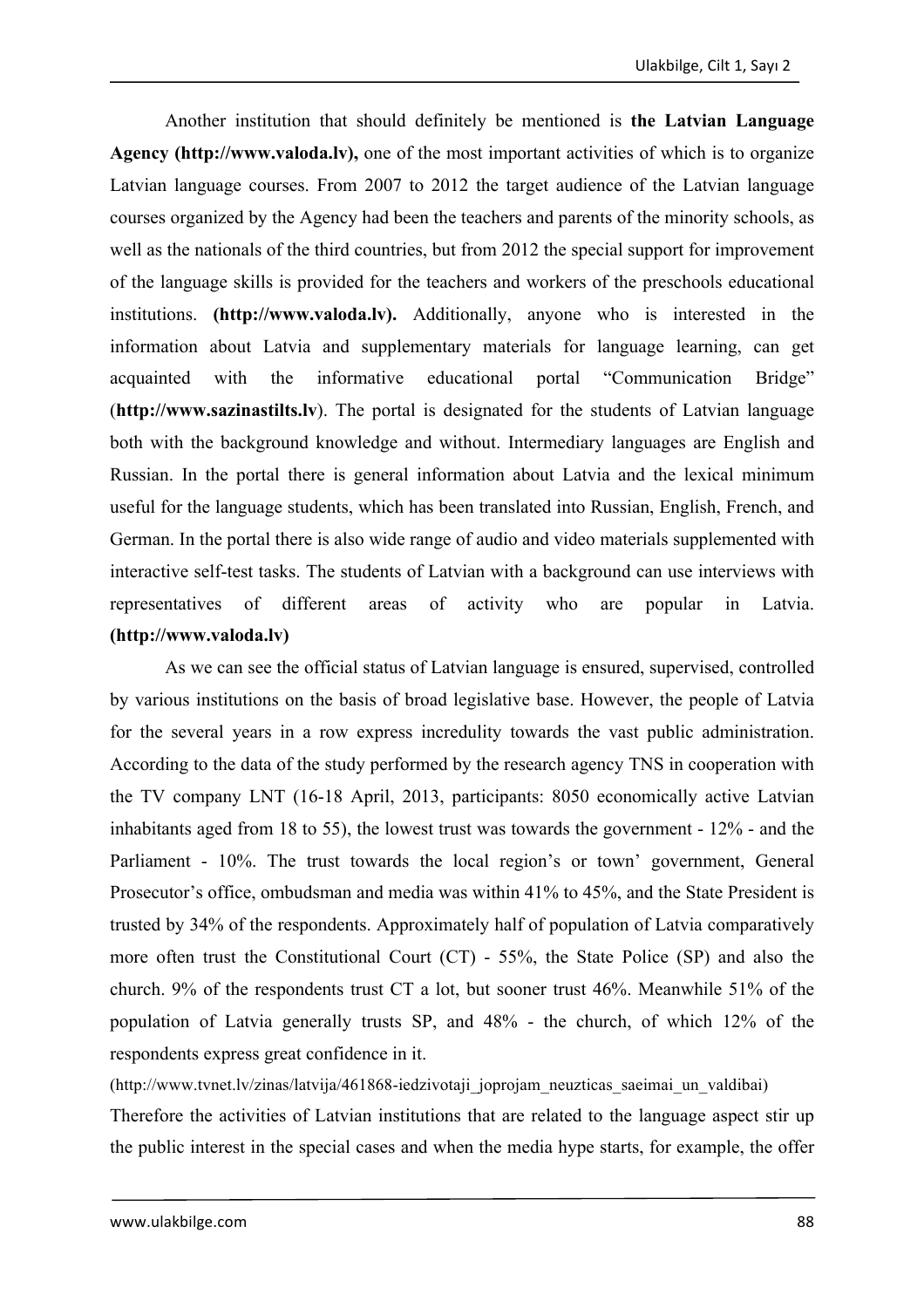Another institution that should definitely be mentioned is **the Latvian Language Agency (http://www.valoda.lv),** one of the most important activities of which is to organize Latvian language courses. From 2007 to 2012 the target audience of the Latvian language courses organized by the Agency had been the teachers and parents of the minority schools, as well as the nationals of the third countries, but from 2012 the special support for improvement of the language skills is provided for the teachers and workers of the preschools educational institutions. **(http://www.valoda.lv).** Additionally, anyone who is interested in the information about Latvia and supplementary materials for language learning, can get acquainted with the informative educational portal "Communication Bridge" (**http://www.sazinastilts.lv**). The portal is designated for the students of Latvian language both with the background knowledge and without. Intermediary languages are English and Russian. In the portal there is general information about Latvia and the lexical minimum useful for the language students, which has been translated into Russian, English, French, and German. In the portal there is also wide range of audio and video materials supplemented with interactive self-test tasks. The students of Latvian with a background can use interviews with representatives of different areas of activity who are popular in Latvia. **(http://www.valoda.lv)**

As we can see the official status of Latvian language is ensured, supervised, controlled by various institutions on the basis of broad legislative base. However, the people of Latvia for the several years in a row express incredulity towards the vast public administration. According to the data of the study performed by the research agency TNS in cooperation with the TV company LNT (16-18 April, 2013, participants: 8050 economically active Latvian inhabitants aged from 18 to 55), the lowest trust was towards the government - 12% - and the Parliament - 10%. The trust towards the local region's or town' government, General Prosecutor's office, ombudsman and media was within 41% to 45%, and the State President is trusted by 34% of the respondents. Approximately half of population of Latvia comparatively more often trust the Constitutional Court (CT) - 55%, the State Police (SP) and also the church. 9% of the respondents trust CT a lot, but sooner trust 46%. Meanwhile 51% of the population of Latvia generally trusts SP, and 48% - the church, of which 12% of the respondents express great confidence in it.

(http://www.tvnet.lv/zinas/latvija/461868-iedzivotaji_joprojam_neuzticas_saeimai_un_valdibai)

Therefore the activities of Latvian institutions that are related to the language aspect stir up the public interest in the special cases and when the media hype starts, for example, the offer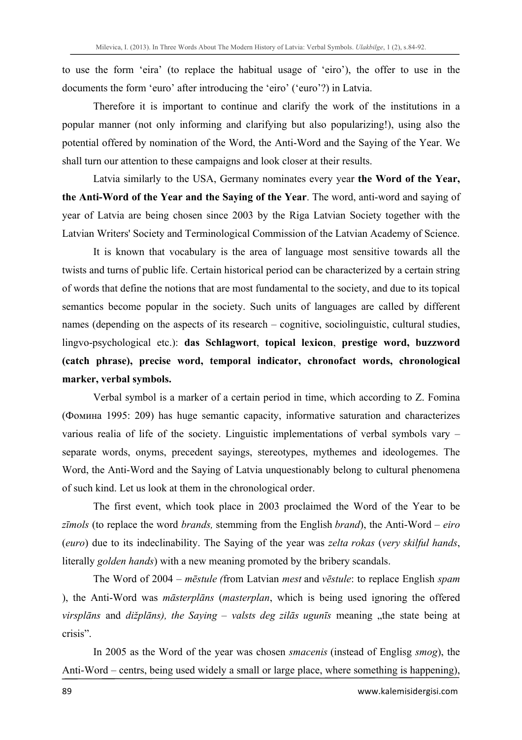to use the form 'eira' (to replace the habitual usage of 'eiro'), the offer to use in the documents the form 'euro' after introducing the 'eiro' ('euro'?) in Latvia.

Therefore it is important to continue and clarify the work of the institutions in a popular manner (not only informing and clarifying but also popularizing!), using also the potential offered by nomination of the Word, the Anti-Word and the Saying of the Year. We shall turn our attention to these campaigns and look closer at their results.

Latvia similarly to the USA, Germany nominates every year **the Word of the Year, the Anti-Word of the Year and the Saying of the Year**. The word, anti-word and saying of year of Latvia are being chosen since 2003 by the Riga Latvian Society together with the Latvian Writers' Society and Terminological Commission of the Latvian Academy of Science.

It is known that vocabulary is the area of language most sensitive towards all the twists and turns of public life. Certain historical period can be characterized by a certain string of words that define the notions that are most fundamental to the society, and due to its topical semantics become popular in the society. Such units of languages are called by different names (depending on the aspects of its research – cognitive, sociolinguistic, cultural studies, lingvo-psychological etc.): **das Schlagwort**, **topical lexicon**, **prestige word, buzzword (catch phrase), precise word, temporal indicator, chronofact words, chronological marker, verbal symbols.**

Verbal symbol is a marker of a certain period in time, which according to Z. Fomina (Фомина 1995: 209) has huge semantic capacity, informative saturation and characterizes various realia of life of the society. Linguistic implementations of verbal symbols vary – separate words, onyms, precedent sayings, stereotypes, mythemes and ideologemes. The Word, the Anti-Word and the Saying of Latvia unquestionably belong to cultural phenomena of such kind. Let us look at them in the chronological order.

The first event, which took place in 2003 proclaimed the Word of the Year to be *zīmols* (to replace the word *brands,* stemming from the English *brand*), the Anti-Word – *eiro* (*euro*) due to its indeclinability. The Saying of the year was *zelta rokas* (*very skilful hands*, literally *golden hands*) with a new meaning promoted by the bribery scandals.

The Word of 2004 – *mēstule (*from Latvian *mest* and *vēstule*: to replace English *spam* ), the Anti-Word was *māsterplāns* (*masterplan*, which is being used ignoring the offered *virsplāns* and *dižplāns), the Saying – valsts deg zilās ugunīs* meaning „the state being at crisis".

In 2005 as the Word of the year was chosen *smacenis* (instead of Englisg *smog*), the Anti-Word – centrs, being used widely a small or large place, where something is happening),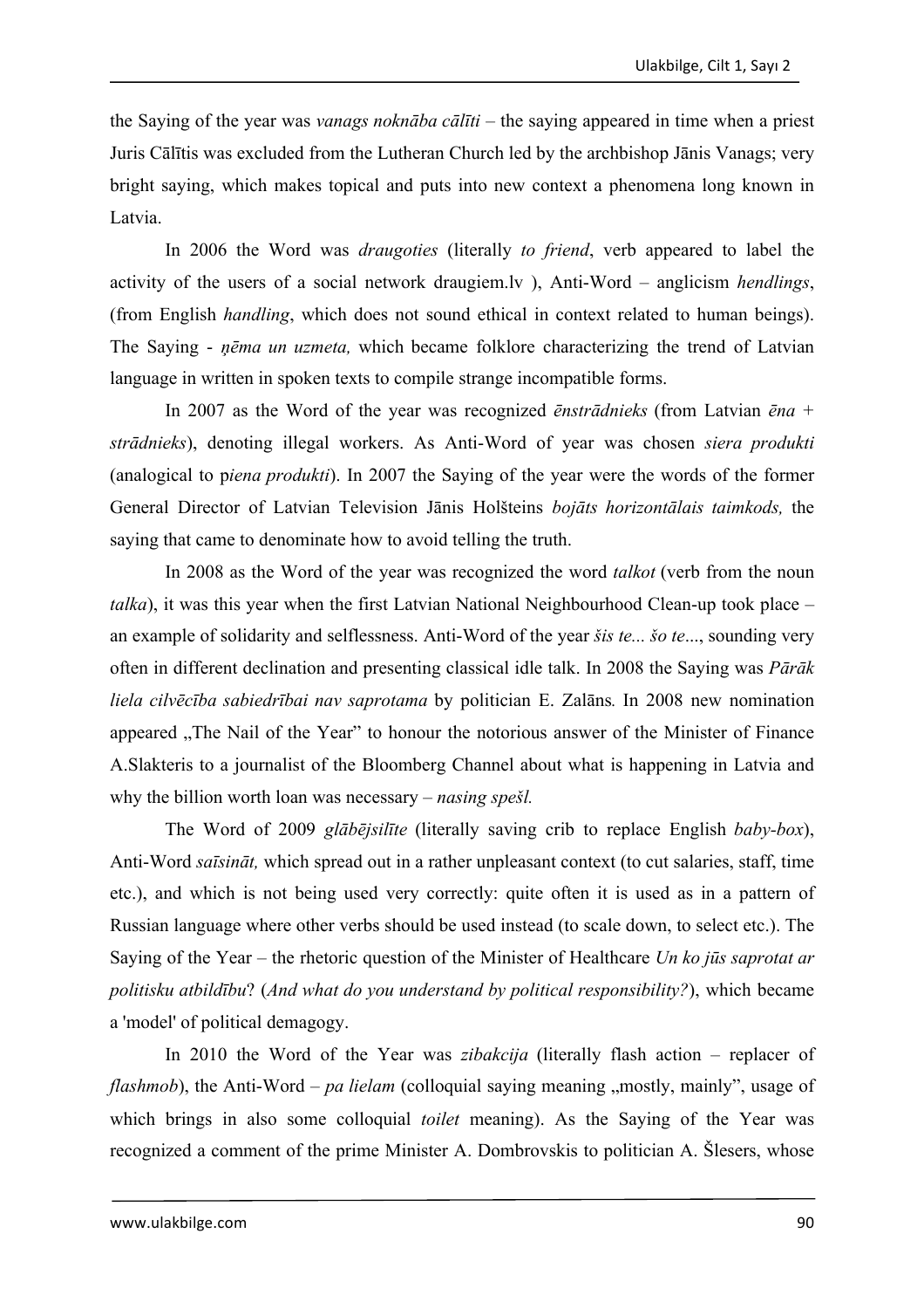the Saying of the year was *vanags noknāba cālīti* – the saying appeared in time when a priest Juris Cālītis was excluded from the Lutheran Church led by the archbishop Jānis Vanags; very bright saying, which makes topical and puts into new context a phenomena long known in Latvia.

In 2006 the Word was *draugoties* (literally *to friend*, verb appeared to label the activity of the users of a social network draugiem.lv ), Anti-Word – anglicism *hendlings*, (from English *handling*, which does not sound ethical in context related to human beings). The Saying - *ņēma un uzmeta,* which became folklore characterizing the trend of Latvian language in written in spoken texts to compile strange incompatible forms.

In 2007 as the Word of the year was recognized *ēnstrādnieks* (from Latvian *ēna* + *strādnieks*), denoting illegal workers. As Anti-Word of year was chosen *siera produkti* (analogical to p*iena produkti*). In 2007 the Saying of the year were the words of the former General Director of Latvian Television Jānis Holšteins *bojāts horizontālais taimkods,* the saying that came to denominate how to avoid telling the truth.

In 2008 as the Word of the year was recognized the word *talkot* (verb from the noun *talka*), it was this year when the first Latvian National Neighbourhood Clean-up took place – an example of solidarity and selflessness. Anti-Word of the year *šis te... šo te*..., sounding very often in different declination and presenting classical idle talk. In 2008 the Saying was *Pārāk liela cilvēcība sabiedrībai nav saprotama* by politician E. Zalāns*.* In 2008 new nomination appeared „The Nail of the Year" to honour the notorious answer of the Minister of Finance A.Slakteris to a journalist of the Bloomberg Channel about what is happening in Latvia and why the billion worth loan was necessary – *nasing spešl.*

The Word of 2009 *glābējsilīte* (literally saving crib to replace English *baby-box*), Anti-Word *saīsināt,* which spread out in a rather unpleasant context (to cut salaries, staff, time etc.), and which is not being used very correctly: quite often it is used as in a pattern of Russian language where other verbs should be used instead (to scale down, to select etc.). The Saying of the Year – the rhetoric question of the Minister of Healthcare *Un ko jūs saprotat ar politisku atbildību*? (*And what do you understand by political responsibility?*), which became a 'model' of political demagogy.

In 2010 the Word of the Year was *zibakcija* (literally flash action – replacer of *flashmob*), the Anti-Word – *pa lielam* (colloquial saying meaning „mostly, mainly", usage of which brings in also some colloquial *toilet* meaning). As the Saying of the Year was recognized a comment of the prime Minister A. Dombrovskis to politician A. Šlesers, whose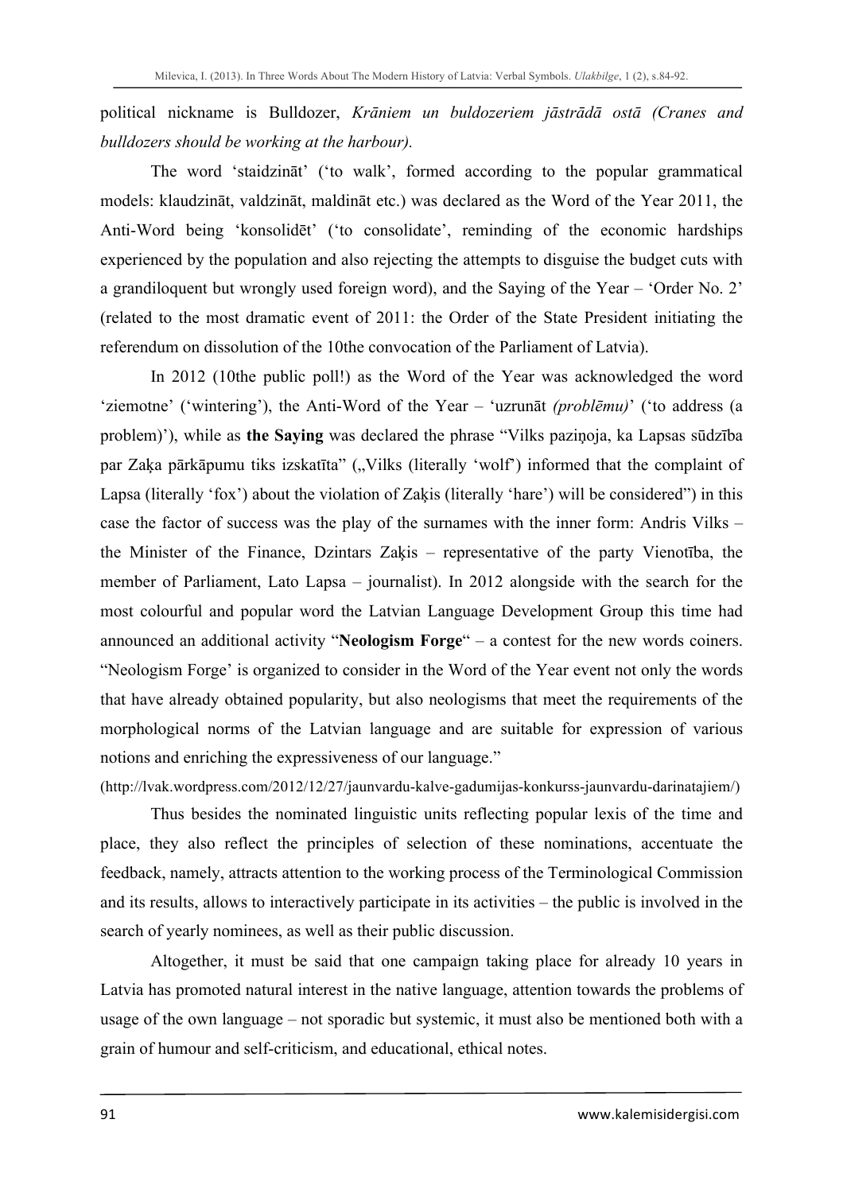political nickname is Bulldozer, *Krāniem un buldozeriem jāstrādā ostā (Cranes and bulldozers should be working at the harbour).*

The word 'staidzināt' ('to walk', formed according to the popular grammatical models: klaudzināt, valdzināt, maldināt etc.) was declared as the Word of the Year 2011, the Anti-Word being 'konsolidēt' ('to consolidate', reminding of the economic hardships experienced by the population and also rejecting the attempts to disguise the budget cuts with a grandiloquent but wrongly used foreign word), and the Saying of the Year – 'Order No. 2' (related to the most dramatic event of 2011: the Order of the State President initiating the referendum on dissolution of the 10the convocation of the Parliament of Latvia).

In 2012 (10the public poll!) as the Word of the Year was acknowledged the word 'ziemotne' ('wintering'), the Anti-Word of the Year – 'uzrunāt *(problēmu)*' ('to address (a problem)'), while as **the Saying** was declared the phrase "Vilks paziņoja, ka Lapsas sūdzība par Zaķa pārkāpumu tiks izskatīta" („Vilks (literally 'wolf') informed that the complaint of Lapsa (literally 'fox') about the violation of Zaķis (literally 'hare') will be considered") in this case the factor of success was the play of the surnames with the inner form: Andris Vilks – the Minister of the Finance, Dzintars Zaķis – representative of the party Vienotība, the member of Parliament, Lato Lapsa – journalist). In 2012 alongside with the search for the most colourful and popular word the Latvian Language Development Group this time had announced an additional activity "**Neologism Forge**" – a contest for the new words coiners. "Neologism Forge' is organized to consider in the Word of the Year event not only the words that have already obtained popularity, but also neologisms that meet the requirements of the morphological norms of the Latvian language and are suitable for expression of various notions and enriching the expressiveness of our language."

(http://lvak.wordpress.com/2012/12/27/jaunvardu-kalve-gadumijas-konkurss-jaunvardu-darinatajiem/)

Thus besides the nominated linguistic units reflecting popular lexis of the time and place, they also reflect the principles of selection of these nominations, accentuate the feedback, namely, attracts attention to the working process of the Terminological Commission and its results, allows to interactively participate in its activities – the public is involved in the search of yearly nominees, as well as their public discussion.

Altogether, it must be said that one campaign taking place for already 10 years in Latvia has promoted natural interest in the native language, attention towards the problems of usage of the own language – not sporadic but systemic, it must also be mentioned both with a grain of humour and self-criticism, and educational, ethical notes.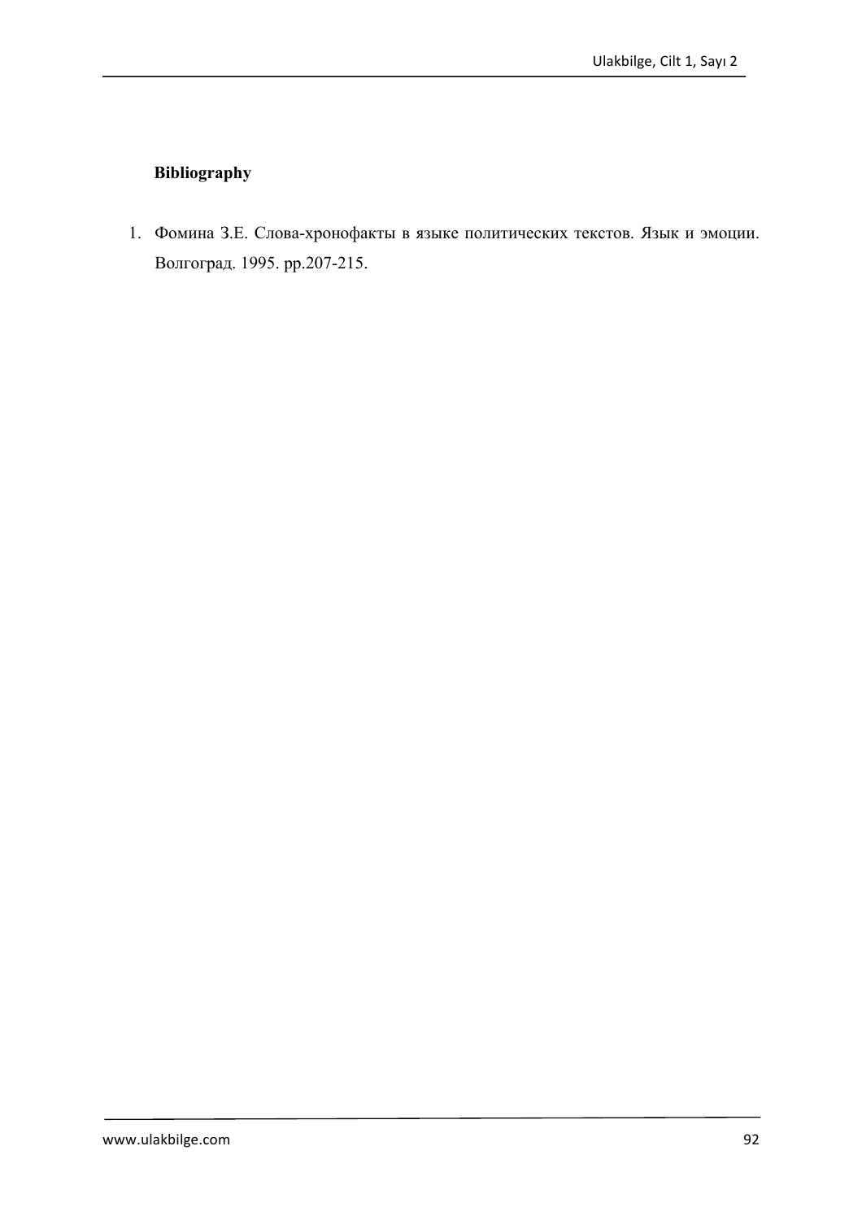**Bibliography**

1. Фомина З.Е. Слова-хронофакты в языке политических текстов. Язык и эмоции. Волгоград. 1995. pp.207-215.